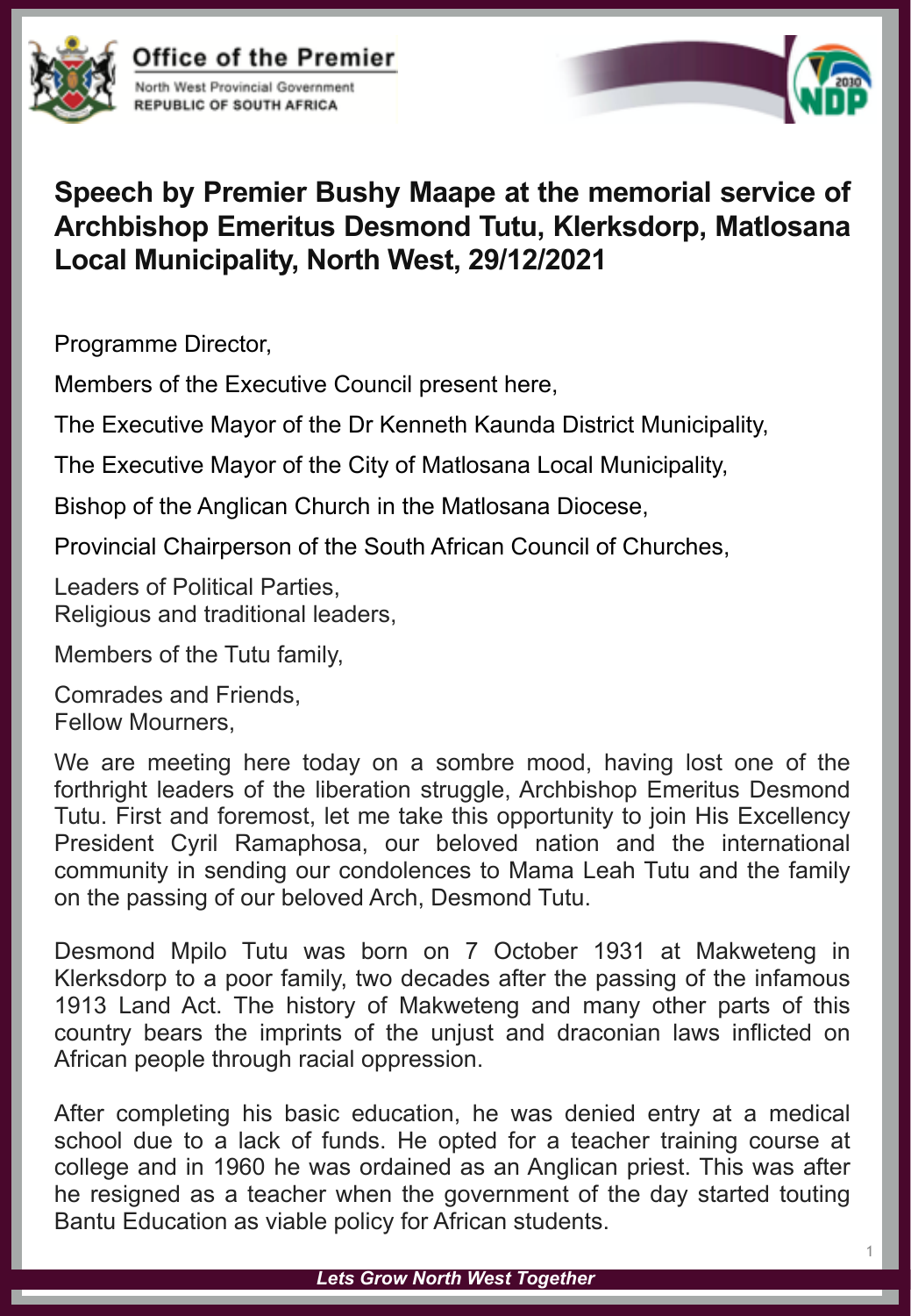Office of the Premier
North West Provincial Government
REPUBLIC OF SOUTH AFRICA

# Speech by Premier Bushy Maape at the memorial service of Archbishop Emeritus Desmond Tutu, Klerksdorp, Matlosana Local Municipality, North West, 29/12/2021

Programme Director,

Members of the Executive Council present here,

The Executive Mayor of the Dr Kenneth Kaunda District Municipality,

The Executive Mayor of the City of Matlosana Local Municipality,

Bishop of the Anglican Church in the Matlosana Diocese,

Provincial Chairperson of the South African Council of Churches,

Leaders of Political Parties,
Religious and traditional leaders,

Members of the Tutu family,

Comrades and Friends,
Fellow Mourners,

We are meeting here today on a sombre mood, having lost one of the forthright leaders of the liberation struggle, Archbishop Emeritus Desmond Tutu. First and foremost, let me take this opportunity to join His Excellency President Cyril Ramaphosa, our beloved nation and the international community in sending our condolences to Mama Leah Tutu and the family on the passing of our beloved Arch, Desmond Tutu.

Desmond Mpilo Tutu was born on 7 October 1931 at Makweteng in Klerksdorp to a poor family, two decades after the passing of the infamous 1913 Land Act. The history of Makweteng and many other parts of this country bears the imprints of the unjust and draconian laws inflicted on African people through racial oppression.

After completing his basic education, he was denied entry at a medical school due to a lack of funds. He opted for a teacher training course at college and in 1960 he was ordained as an Anglican priest. This was after he resigned as a teacher when the government of the day started touting Bantu Education as viable policy for African students.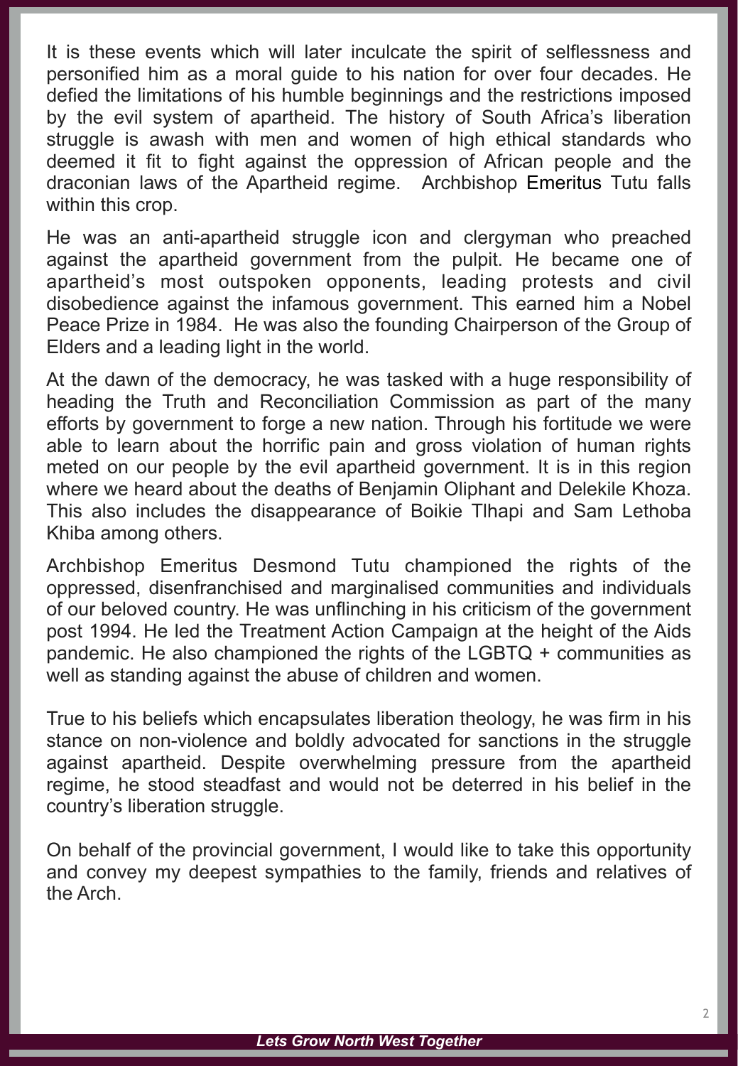It is these events which will later inculcate the spirit of selflessness and personified him as a moral guide to his nation for over four decades. He defied the limitations of his humble beginnings and the restrictions imposed by the evil system of apartheid. The history of South Africa's liberation struggle is awash with men and women of high ethical standards who deemed it fit to fight against the oppression of African people and the draconian laws of the Apartheid regime. Archbishop Emeritus Tutu falls within this crop.

He was an anti-apartheid struggle icon and clergyman who preached against the apartheid government from the pulpit. He became one of apartheid's most outspoken opponents, leading protests and civil disobedience against the infamous government. This earned him a Nobel Peace Prize in 1984. He was also the founding Chairperson of the Group of Elders and a leading light in the world.

At the dawn of the democracy, he was tasked with a huge responsibility of heading the Truth and Reconciliation Commission as part of the many efforts by government to forge a new nation. Through his fortitude we were able to learn about the horrific pain and gross violation of human rights meted on our people by the evil apartheid government. It is in this region where we heard about the deaths of Benjamin Oliphant and Delekile Khoza. This also includes the disappearance of Boikie Tlhapi and Sam Lethoba Khiba among others.

Archbishop Emeritus Desmond Tutu championed the rights of the oppressed, disenfranchised and marginalised communities and individuals of our beloved country. He was unflinching in his criticism of the government post 1994. He led the Treatment Action Campaign at the height of the Aids pandemic. He also championed the rights of the LGBTQ + communities as well as standing against the abuse of children and women.

True to his beliefs which encapsulates liberation theology, he was firm in his stance on non-violence and boldly advocated for sanctions in the struggle against apartheid. Despite overwhelming pressure from the apartheid regime, he stood steadfast and would not be deterred in his belief in the country's liberation struggle.

On behalf of the provincial government, I would like to take this opportunity and convey my deepest sympathies to the family, friends and relatives of the Arch.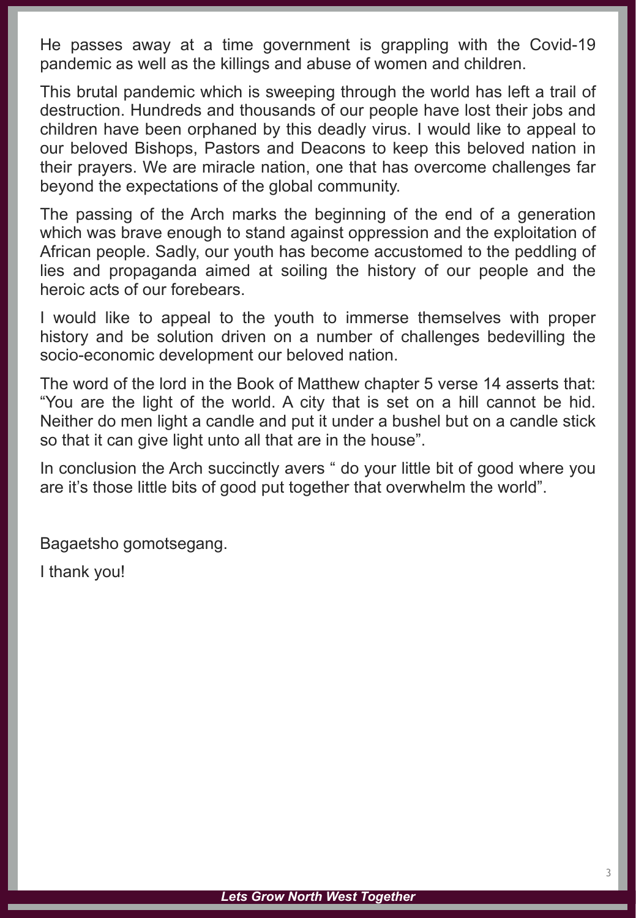He passes away at a time government is grappling with the Covid-19 pandemic as well as the killings and abuse of women and children.

This brutal pandemic which is sweeping through the world has left a trail of destruction. Hundreds and thousands of our people have lost their jobs and children have been orphaned by this deadly virus. I would like to appeal to our beloved Bishops, Pastors and Deacons to keep this beloved nation in their prayers. We are miracle nation, one that has overcome challenges far beyond the expectations of the global community.

The passing of the Arch marks the beginning of the end of a generation which was brave enough to stand against oppression and the exploitation of African people. Sadly, our youth has become accustomed to the peddling of lies and propaganda aimed at soiling the history of our people and the heroic acts of our forebears.

I would like to appeal to the youth to immerse themselves with proper history and be solution driven on a number of challenges bedevilling the socio-economic development our beloved nation.

The word of the lord in the Book of Matthew chapter 5 verse 14 asserts that: "You are the light of the world. A city that is set on a hill cannot be hid. Neither do men light a candle and put it under a bushel but on a candle stick so that it can give light unto all that are in the house".

In conclusion the Arch succinctly avers " do your little bit of good where you are it's those little bits of good put together that overwhelm the world".

Bagaetsho gomotsegang.

I thank you!

*Lets Grow North West Together*